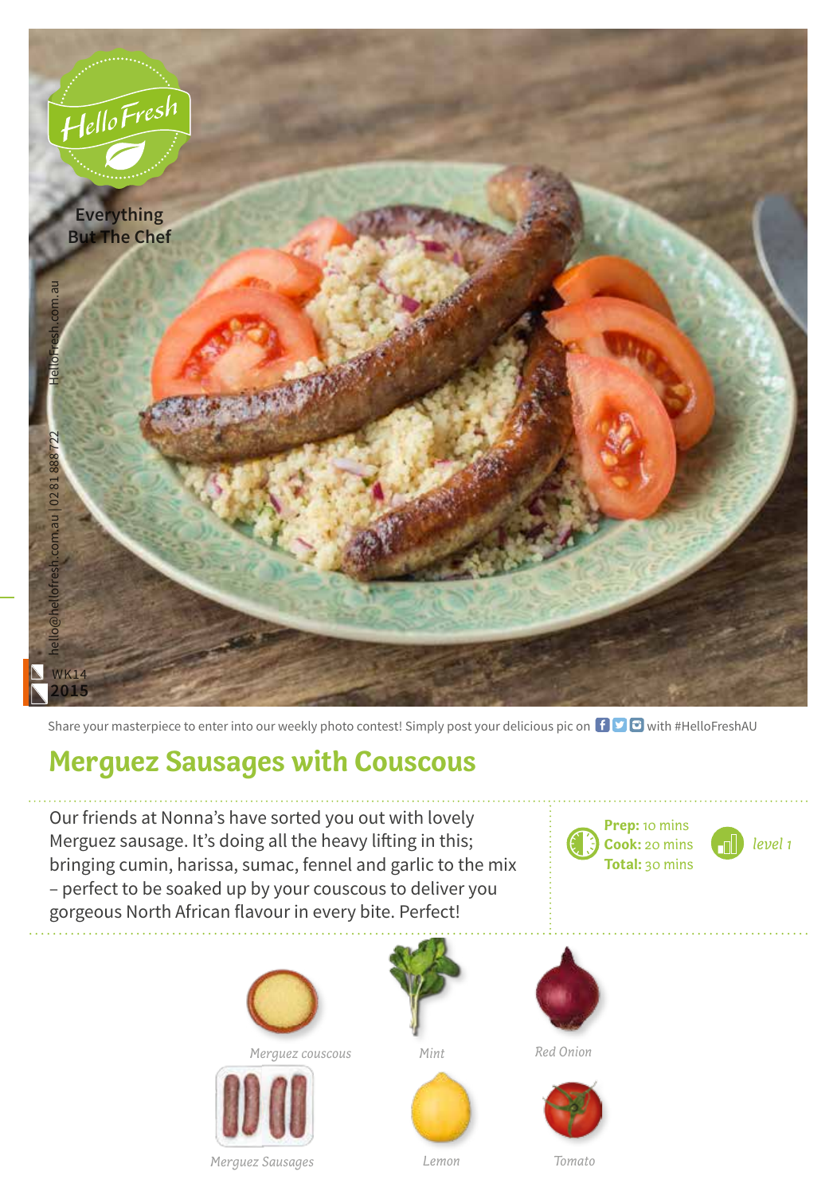HelloFresh

Everything But The Chef

HelloFresh.com.au

hello@hellofresh.com.au | 02 81 888 722

WK14 2015

Share your masterpiece to enter into our weekly photo contest! Simply post your delicious pic on with #HelloFreshAU

# Merguez Sausages with Couscous

Our friends at Nonna's have sorted you out with lovely Merguez sausage. It's doing all the heavy lifting in this; bringing cumin, harissa, sumac, fennel and garlic to the mix – perfect to be soaked up by your couscous to deliver you gorgeous North African flavour in every bite. Perfect!

**Prep:** 10 mins
**Cook:** 20 mins
**Total:** 30 mins

*level 1*

*Merguez couscous*

*Mint*

*Red Onion*

*Merguez Sausages*

*Lemon*

*Tomato*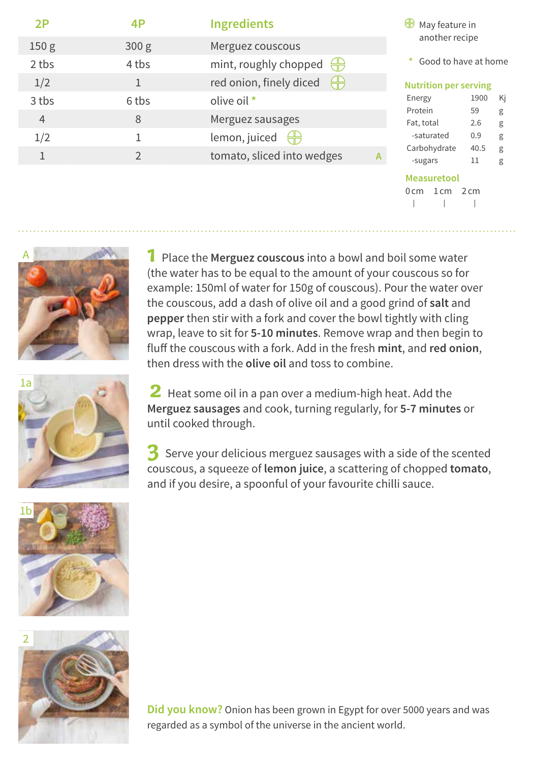| 2P | 4P | Ingredients | |
|---|---|---|---|
| 150 g | 300 g | Merguez couscous | |
| 2 tbs | 4 tbs | mint, roughly chopped ⊕ | |
| 1/2 | 1 | red onion, finely diced ⊕ | |
| 3 tbs | 6 tbs | olive oil * | |
| 4 | 8 | Merguez sausages | |
| 1/2 | 1 | lemon, juiced ⊕ | |
| 1 | 2 | tomato, sliced into wedges | A |

⊕ May feature in another recipe

\* Good to have at home

**Nutrition per serving**

| | | |
|---|---|---|
| Energy | 1900 | Kj |
| Protein | 59 | g |
| Fat, total | 2.6 | g |
| -saturated | 0.9 | g |
| Carbohydrate | 40.5 | g |
| -sugars | 11 | g |

**Measuretool**

0 cm 1 cm 2 cm

A

1a

1b

2

**1** Place the **Merguez couscous** into a bowl and boil some water (the water has to be equal to the amount of your couscous so for example: 150ml of water for 150g of couscous). Pour the water over the couscous, add a dash of olive oil and a good grind of **salt** and **pepper** then stir with a fork and cover the bowl tightly with cling wrap, leave to sit for **5-10 minutes**. Remove wrap and then begin to fluff the couscous with a fork. Add in the fresh **mint**, and **red onion**, then dress with the **olive oil** and toss to combine.

**2** Heat some oil in a pan over a medium-high heat. Add the **Merguez sausages** and cook, turning regularly, for **5-7 minutes** or until cooked through.

**3** Serve your delicious merguez sausages with a side of the scented couscous, a squeeze of **lemon juice**, a scattering of chopped **tomato**, and if you desire, a spoonful of your favourite chilli sauce.

**Did you know?** Onion has been grown in Egypt for over 5000 years and was regarded as a symbol of the universe in the ancient world.